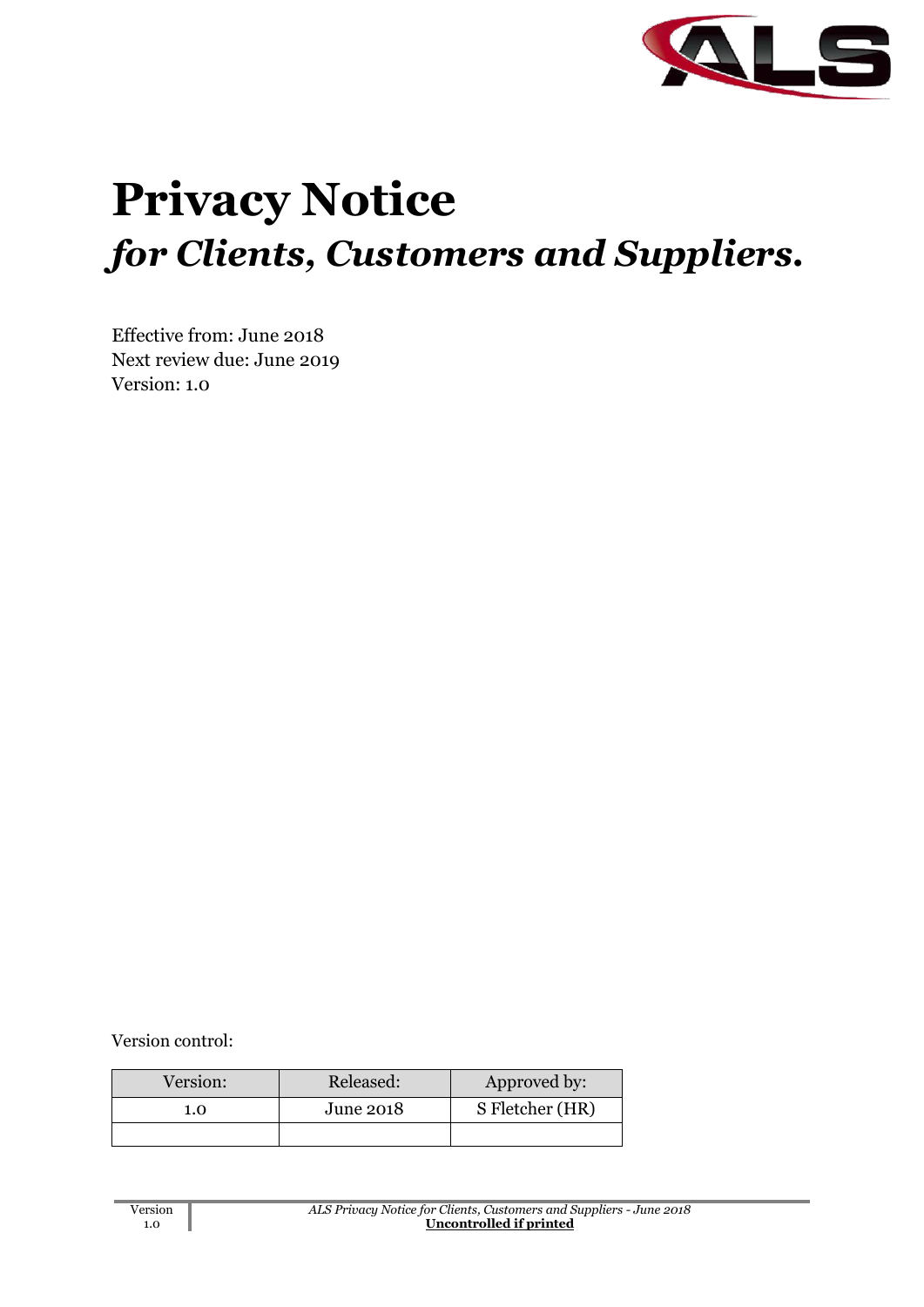# Privacy Notice

## *for Clients, Customers and Suppliers.*

Effective from: June 2018
Next review due: June 2019
Version: 1.0

Version control:

| Version: | Released: | Approved by: |
| --- | --- | --- |
| 1.0 | June 2018 | S Fletcher (HR) |
| | | |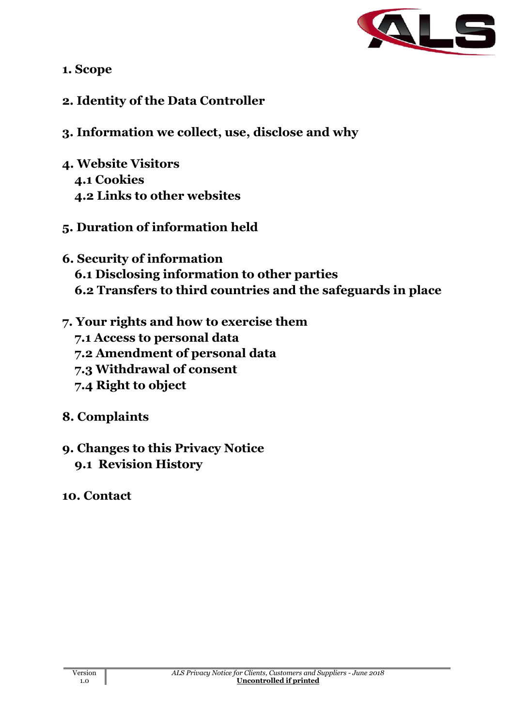**1. Scope**

**2. Identity of the Data Controller**

**3. Information we collect, use, disclose and why**

**4. Website Visitors**
- **4.1 Cookies**
- **4.2 Links to other websites**

**5. Duration of information held**

**6. Security of information**
- **6.1 Disclosing information to other parties**
- **6.2 Transfers to third countries and the safeguards in place**

**7. Your rights and how to exercise them**
- **7.1 Access to personal data**
- **7.2 Amendment of personal data**
- **7.3 Withdrawal of consent**
- **7.4 Right to object**

**8. Complaints**

**9. Changes to this Privacy Notice**
- **9.1 Revision History**

**10. Contact**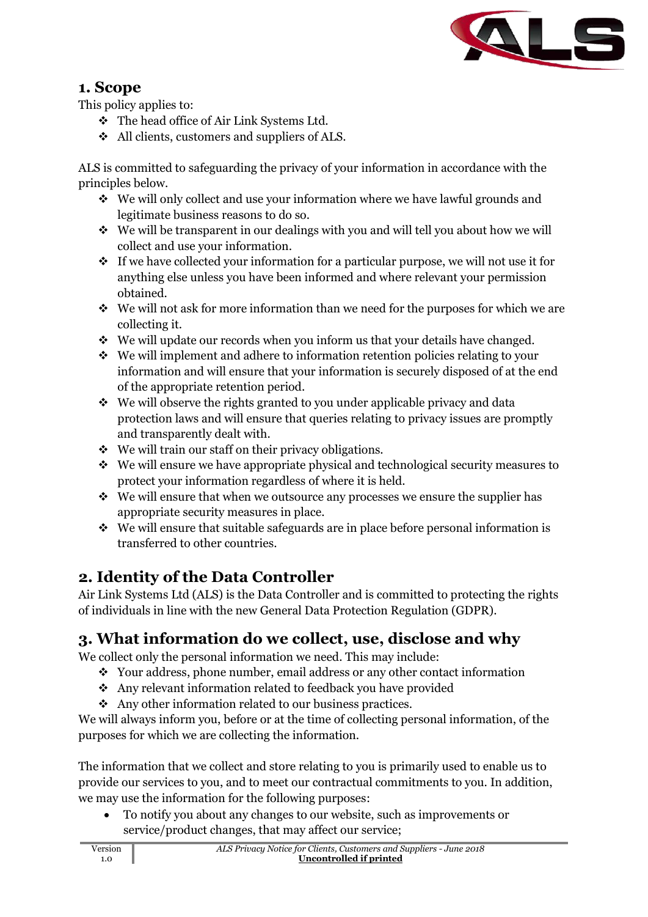## 1. Scope

This policy applies to:

- The head office of Air Link Systems Ltd.
- All clients, customers and suppliers of ALS.

ALS is committed to safeguarding the privacy of your information in accordance with the principles below.

- We will only collect and use your information where we have lawful grounds and legitimate business reasons to do so.
- We will be transparent in our dealings with you and will tell you about how we will collect and use your information.
- If we have collected your information for a particular purpose, we will not use it for anything else unless you have been informed and where relevant your permission obtained.
- We will not ask for more information than we need for the purposes for which we are collecting it.
- We will update our records when you inform us that your details have changed.
- We will implement and adhere to information retention policies relating to your information and will ensure that your information is securely disposed of at the end of the appropriate retention period.
- We will observe the rights granted to you under applicable privacy and data protection laws and will ensure that queries relating to privacy issues are promptly and transparently dealt with.
- We will train our staff on their privacy obligations.
- We will ensure we have appropriate physical and technological security measures to protect your information regardless of where it is held.
- We will ensure that when we outsource any processes we ensure the supplier has appropriate security measures in place.
- We will ensure that suitable safeguards are in place before personal information is transferred to other countries.

## 2. Identity of the Data Controller

Air Link Systems Ltd (ALS) is the Data Controller and is committed to protecting the rights of individuals in line with the new General Data Protection Regulation (GDPR).

## 3. What information do we collect, use, disclose and why

We collect only the personal information we need. This may include:

- Your address, phone number, email address or any other contact information
- Any relevant information related to feedback you have provided
- Any other information related to our business practices.

We will always inform you, before or at the time of collecting personal information, of the purposes for which we are collecting the information.

The information that we collect and store relating to you is primarily used to enable us to provide our services to you, and to meet our contractual commitments to you. In addition, we may use the information for the following purposes:

- To notify you about any changes to our website, such as improvements or service/product changes, that may affect our service;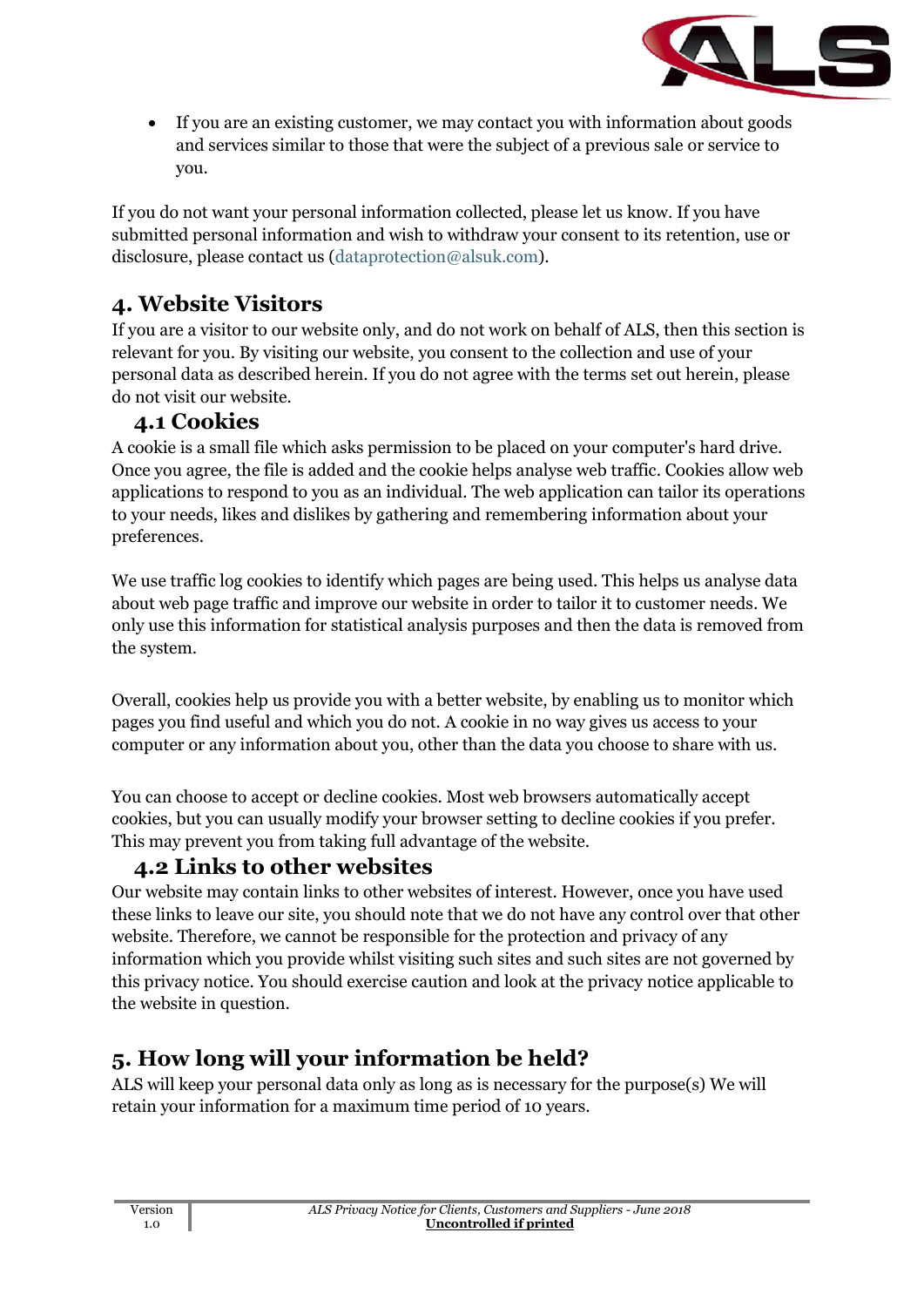- If you are an existing customer, we may contact you with information about goods and services similar to those that were the subject of a previous sale or service to you.

If you do not want your personal information collected, please let us know. If you have submitted personal information and wish to withdraw your consent to its retention, use or disclosure, please contact us (dataprotection@alsuk.com).

## 4. Website Visitors

If you are a visitor to our website only, and do not work on behalf of ALS, then this section is relevant for you. By visiting our website, you consent to the collection and use of your personal data as described herein. If you do not agree with the terms set out herein, please do not visit our website.

### 4.1 Cookies

A cookie is a small file which asks permission to be placed on your computer's hard drive. Once you agree, the file is added and the cookie helps analyse web traffic. Cookies allow web applications to respond to you as an individual. The web application can tailor its operations to your needs, likes and dislikes by gathering and remembering information about your preferences.

We use traffic log cookies to identify which pages are being used. This helps us analyse data about web page traffic and improve our website in order to tailor it to customer needs. We only use this information for statistical analysis purposes and then the data is removed from the system.

Overall, cookies help us provide you with a better website, by enabling us to monitor which pages you find useful and which you do not. A cookie in no way gives us access to your computer or any information about you, other than the data you choose to share with us.

You can choose to accept or decline cookies. Most web browsers automatically accept cookies, but you can usually modify your browser setting to decline cookies if you prefer. This may prevent you from taking full advantage of the website.

### 4.2 Links to other websites

Our website may contain links to other websites of interest. However, once you have used these links to leave our site, you should note that we do not have any control over that other website. Therefore, we cannot be responsible for the protection and privacy of any information which you provide whilst visiting such sites and such sites are not governed by this privacy notice. You should exercise caution and look at the privacy notice applicable to the website in question.

## 5. How long will your information be held?

ALS will keep your personal data only as long as is necessary for the purpose(s) We will retain your information for a maximum time period of 10 years.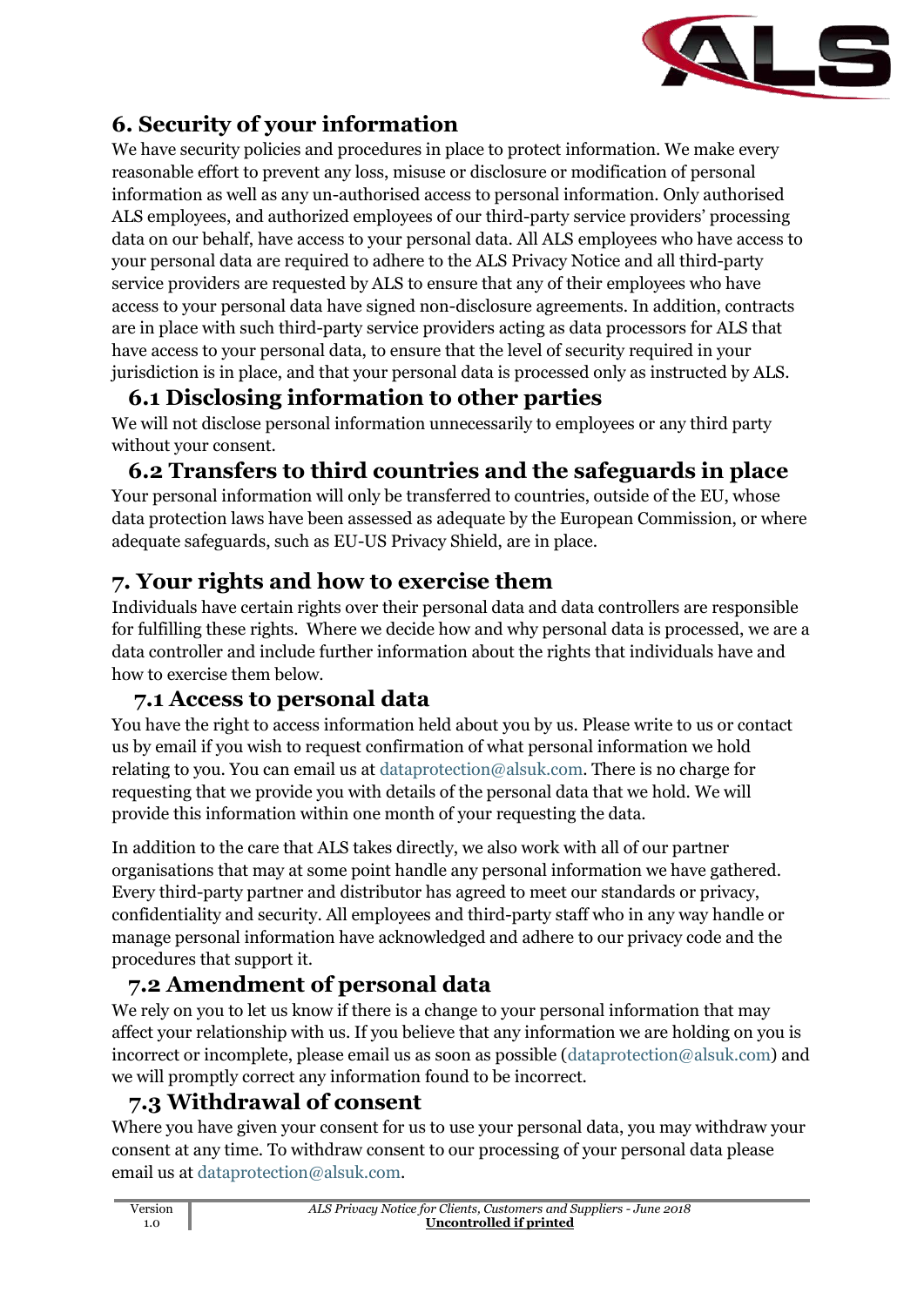## 6. Security of your information

We have security policies and procedures in place to protect information. We make every reasonable effort to prevent any loss, misuse or disclosure or modification of personal information as well as any un-authorised access to personal information. Only authorised ALS employees, and authorized employees of our third-party service providers' processing data on our behalf, have access to your personal data. All ALS employees who have access to your personal data are required to adhere to the ALS Privacy Notice and all third-party service providers are requested by ALS to ensure that any of their employees who have access to your personal data have signed non-disclosure agreements. In addition, contracts are in place with such third-party service providers acting as data processors for ALS that have access to your personal data, to ensure that the level of security required in your jurisdiction is in place, and that your personal data is processed only as instructed by ALS.

### 6.1 Disclosing information to other parties

We will not disclose personal information unnecessarily to employees or any third party without your consent.

### 6.2 Transfers to third countries and the safeguards in place

Your personal information will only be transferred to countries, outside of the EU, whose data protection laws have been assessed as adequate by the European Commission, or where adequate safeguards, such as EU-US Privacy Shield, are in place.

## 7. Your rights and how to exercise them

Individuals have certain rights over their personal data and data controllers are responsible for fulfilling these rights. Where we decide how and why personal data is processed, we are a data controller and include further information about the rights that individuals have and how to exercise them below.

### 7.1 Access to personal data

You have the right to access information held about you by us. Please write to us or contact us by email if you wish to request confirmation of what personal information we hold relating to you. You can email us at dataprotection@alsuk.com. There is no charge for requesting that we provide you with details of the personal data that we hold. We will provide this information within one month of your requesting the data.

In addition to the care that ALS takes directly, we also work with all of our partner organisations that may at some point handle any personal information we have gathered. Every third-party partner and distributor has agreed to meet our standards or privacy, confidentiality and security. All employees and third-party staff who in any way handle or manage personal information have acknowledged and adhere to our privacy code and the procedures that support it.

### 7.2 Amendment of personal data

We rely on you to let us know if there is a change to your personal information that may affect your relationship with us. If you believe that any information we are holding on you is incorrect or incomplete, please email us as soon as possible (dataprotection@alsuk.com) and we will promptly correct any information found to be incorrect.

### 7.3 Withdrawal of consent

Where you have given your consent for us to use your personal data, you may withdraw your consent at any time. To withdraw consent to our processing of your personal data please email us at dataprotection@alsuk.com.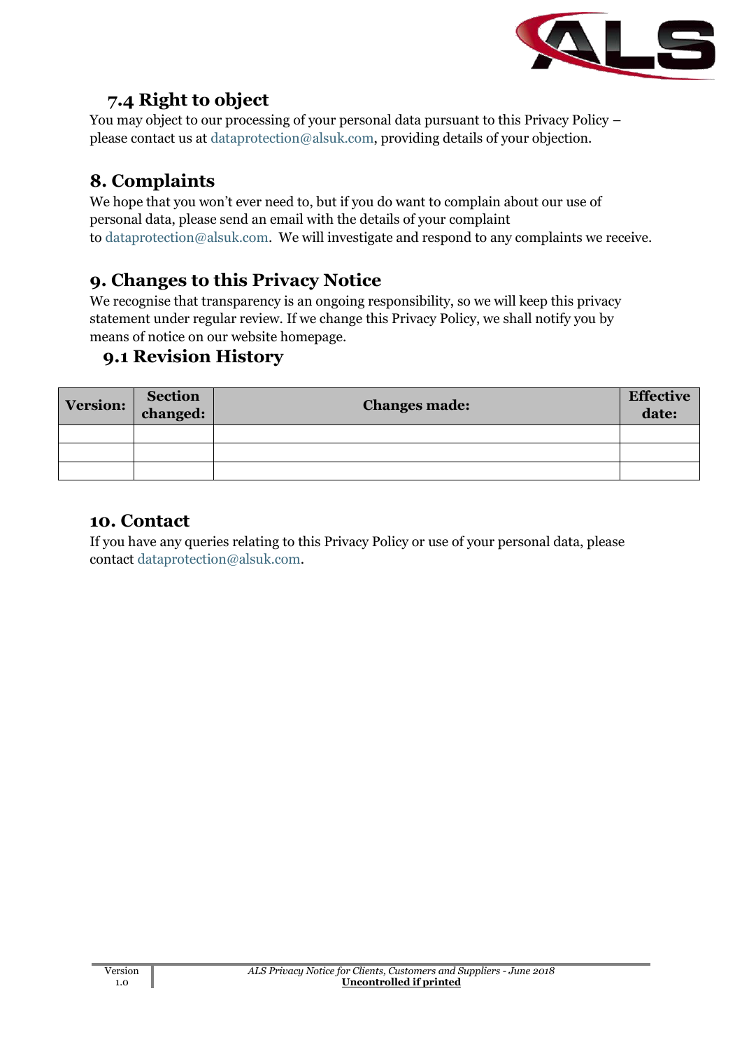### 7.4 Right to object

You may object to our processing of your personal data pursuant to this Privacy Policy – please contact us at dataprotection@alsuk.com, providing details of your objection.

## 8. Complaints

We hope that you won't ever need to, but if you do want to complain about our use of personal data, please send an email with the details of your complaint to dataprotection@alsuk.com. We will investigate and respond to any complaints we receive.

## 9. Changes to this Privacy Notice

We recognise that transparency is an ongoing responsibility, so we will keep this privacy statement under regular review. If we change this Privacy Policy, we shall notify you by means of notice on our website homepage.

### 9.1 Revision History

| Version: | Section changed: | Changes made: | Effective date: |
|---|---|---|---|
| | | | |
| | | | |
| | | | |

## 10. Contact

If you have any queries relating to this Privacy Policy or use of your personal data, please contact dataprotection@alsuk.com.